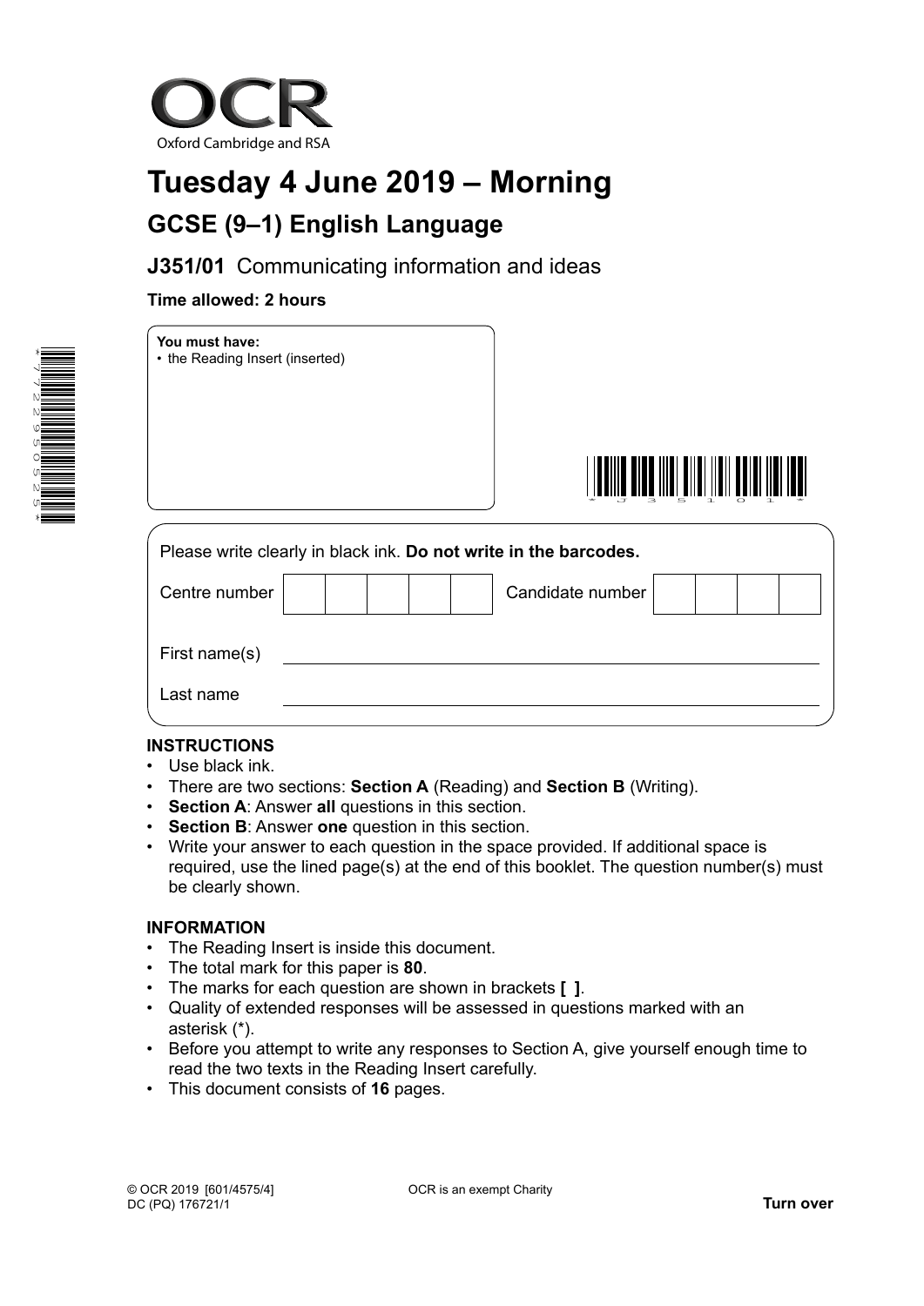OCR
Oxford Cambridge and RSA

# Tuesday 4 June 2019 – Morning

## GCSE (9–1) English Language

### J351/01 Communicating information and ideas

**Time allowed: 2 hours**

**You must have:**
- the Reading Insert (inserted)

Please write clearly in black ink. **Do not write in the barcodes.**

Centre number

Candidate number

First name(s)

Last name

**INSTRUCTIONS**

- Use black ink.
- There are two sections: **Section A** (Reading) and **Section B** (Writing).
- **Section A**: Answer **all** questions in this section.
- **Section B**: Answer **one** question in this section.
- Write your answer to each question in the space provided. If additional space is required, use the lined page(s) at the end of this booklet. The question number(s) must be clearly shown.

**INFORMATION**

- The Reading Insert is inside this document.
- The total mark for this paper is **80**.
- The marks for each question are shown in brackets **[ ]**.
- Quality of extended responses will be assessed in questions marked with an asterisk (*).
- Before you attempt to write any responses to Section A, give yourself enough time to read the two texts in the Reading Insert carefully.
- This document consists of **16** pages.

© OCR 2019 [601/4575/4]
DC (PQ) 176721/1

OCR is an exempt Charity

**Turn over**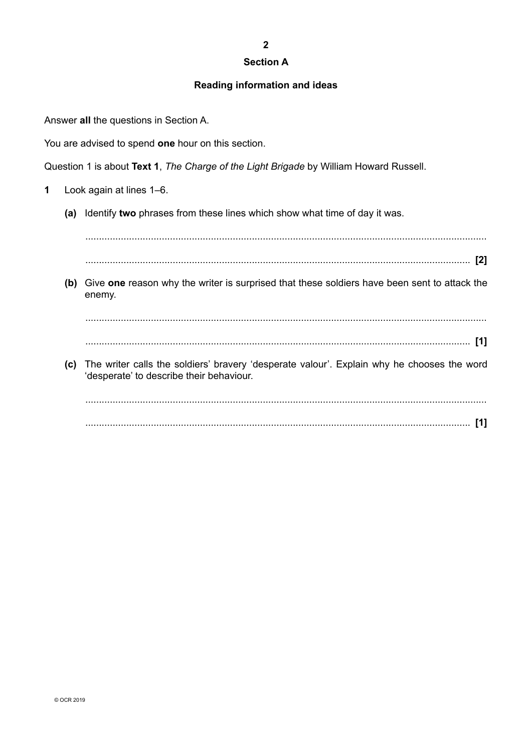## Section A

### Reading information and ideas

Answer **all** the questions in Section A.

You are advised to spend **one** hour on this section.

Question 1 is about **Text 1**, *The Charge of the Light Brigade* by William Howard Russell.

**1** Look again at lines 1–6.

**(a)** Identify **two** phrases from these lines which show what time of day it was.

.......................................................................................................................................

....................................................................................................................................... **[2]**

**(b)** Give **one** reason why the writer is surprised that these soldiers have been sent to attack the enemy.

.......................................................................................................................................

....................................................................................................................................... **[1]**

**(c)** The writer calls the soldiers' bravery 'desperate valour'. Explain why he chooses the word 'desperate' to describe their behaviour.

.......................................................................................................................................

....................................................................................................................................... **[1]**

© OCR 2019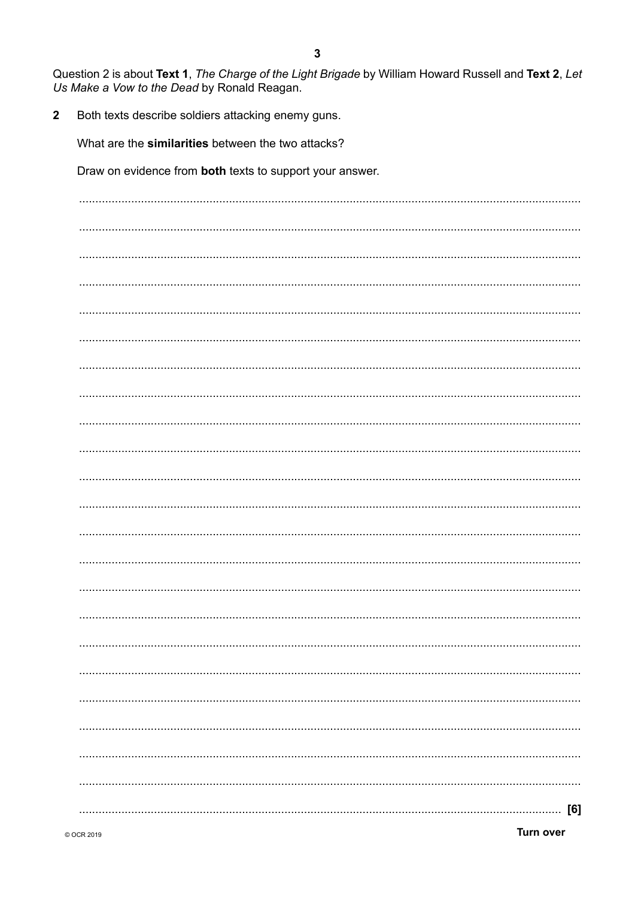Question 2 is about **Text 1**, *The Charge of the Light Brigade* by William Howard Russell and **Text 2**, *Let Us Make a Vow to the Dead* by Ronald Reagan.

**2** Both texts describe soldiers attacking enemy guns.

What are the **similarities** between the two attacks?

Draw on evidence from **both** texts to support your answer.

................................................................................................................................................. [6]

© OCR 2019

**Turn over**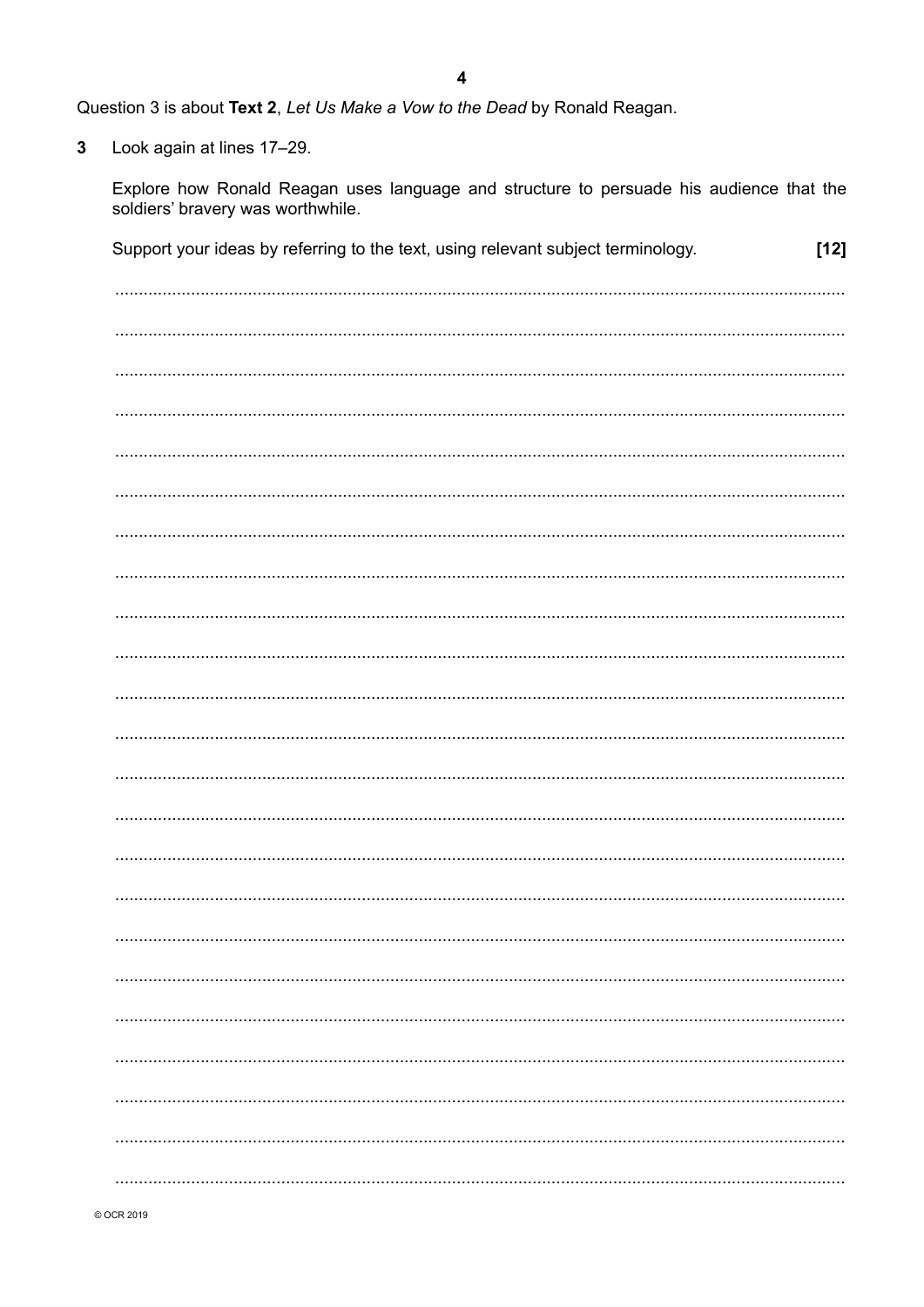Question 3 is about **Text 2**, *Let Us Make a Vow to the Dead* by Ronald Reagan.

**3** Look again at lines 17–29.

Explore how Ronald Reagan uses language and structure to persuade his audience that the soldiers' bravery was worthwhile.

Support your ideas by referring to the text, using relevant subject terminology. **[12]**

© OCR 2019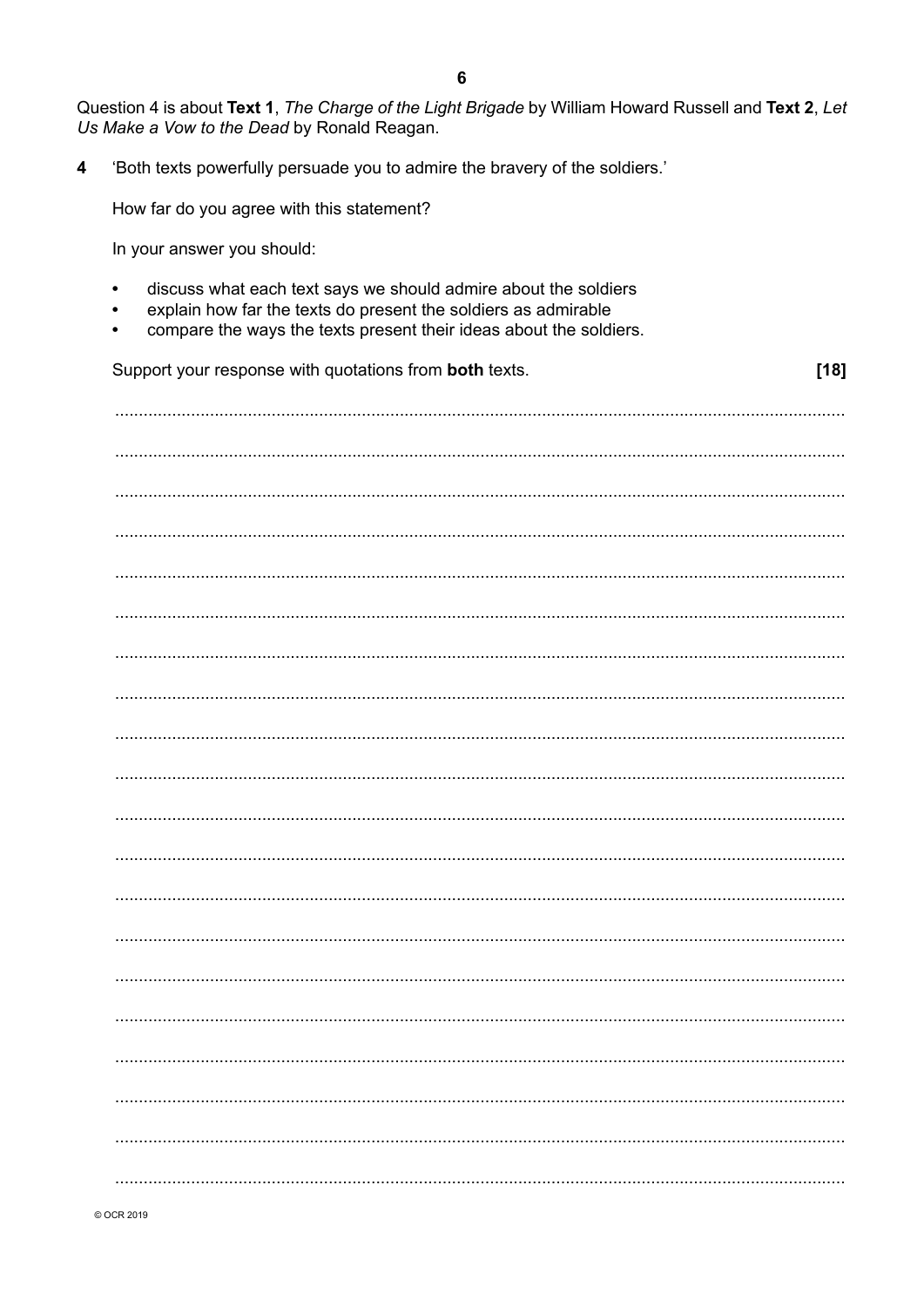Question 4 is about **Text 1**, *The Charge of the Light Brigade* by William Howard Russell and **Text 2**, *Let Us Make a Vow to the Dead* by Ronald Reagan.

**4** 'Both texts powerfully persuade you to admire the bravery of the soldiers.'

How far do you agree with this statement?

In your answer you should:

- discuss what each text says we should admire about the soldiers
- explain how far the texts do present the soldiers as admirable
- compare the ways the texts present their ideas about the soldiers.

Support your response with quotations from **both** texts. **[18]**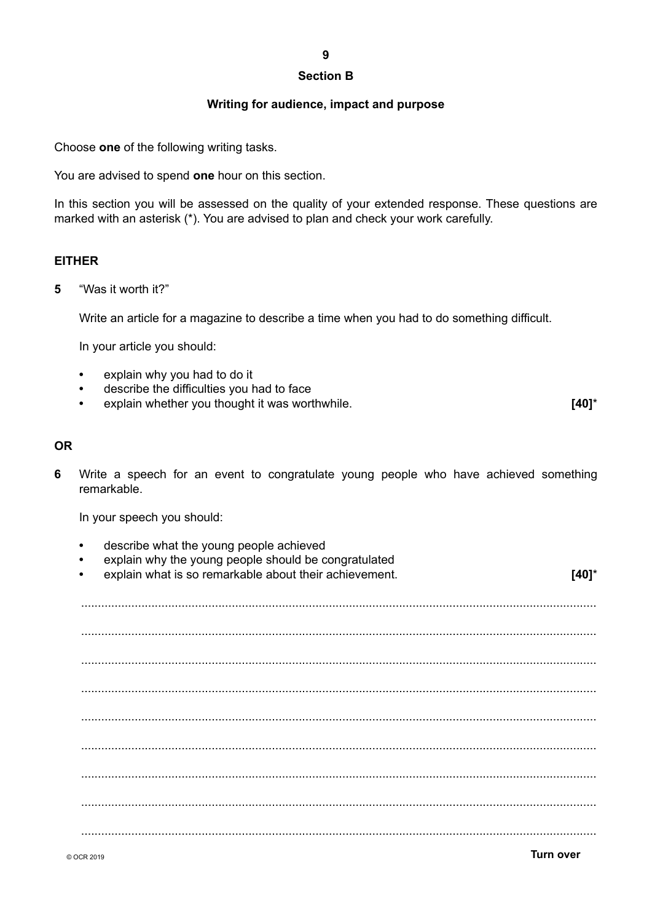## Section B

### Writing for audience, impact and purpose

Choose **one** of the following writing tasks.

You are advised to spend **one** hour on this section.

In this section you will be assessed on the quality of your extended response. These questions are marked with an asterisk (*). You are advised to plan and check your work carefully.

**EITHER**

**5** "Was it worth it?"

Write an article for a magazine to describe a time when you had to do something difficult.

In your article you should:

- explain why you had to do it
- describe the difficulties you had to face
- explain whether you thought it was worthwhile. **[40]***

**OR**

**6** Write a speech for an event to congratulate young people who have achieved something remarkable.

In your speech you should:

- describe what the young people achieved
- explain why the young people should be congratulated
- explain what is so remarkable about their achievement. **[40]***

..........................................................................................................................................

..........................................................................................................................................

..........................................................................................................................................

..........................................................................................................................................

..........................................................................................................................................

..........................................................................................................................................

..........................................................................................................................................

..........................................................................................................................................

..........................................................................................................................................

© OCR 2019

**Turn over**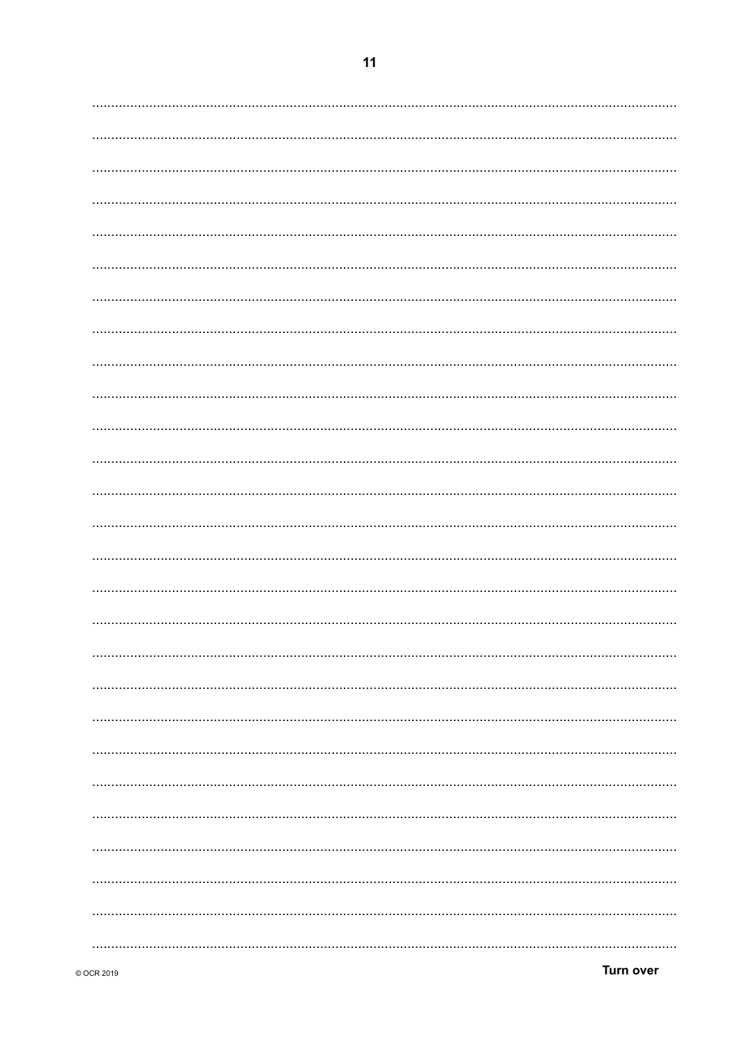Turn over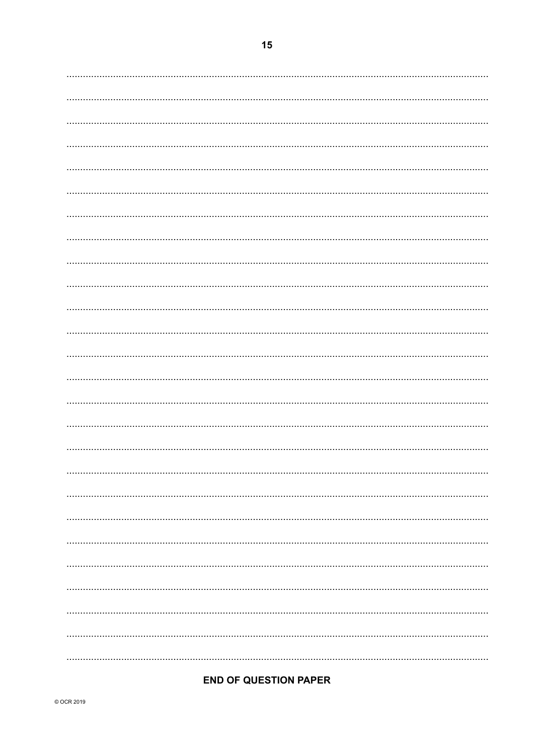**END OF QUESTION PAPER**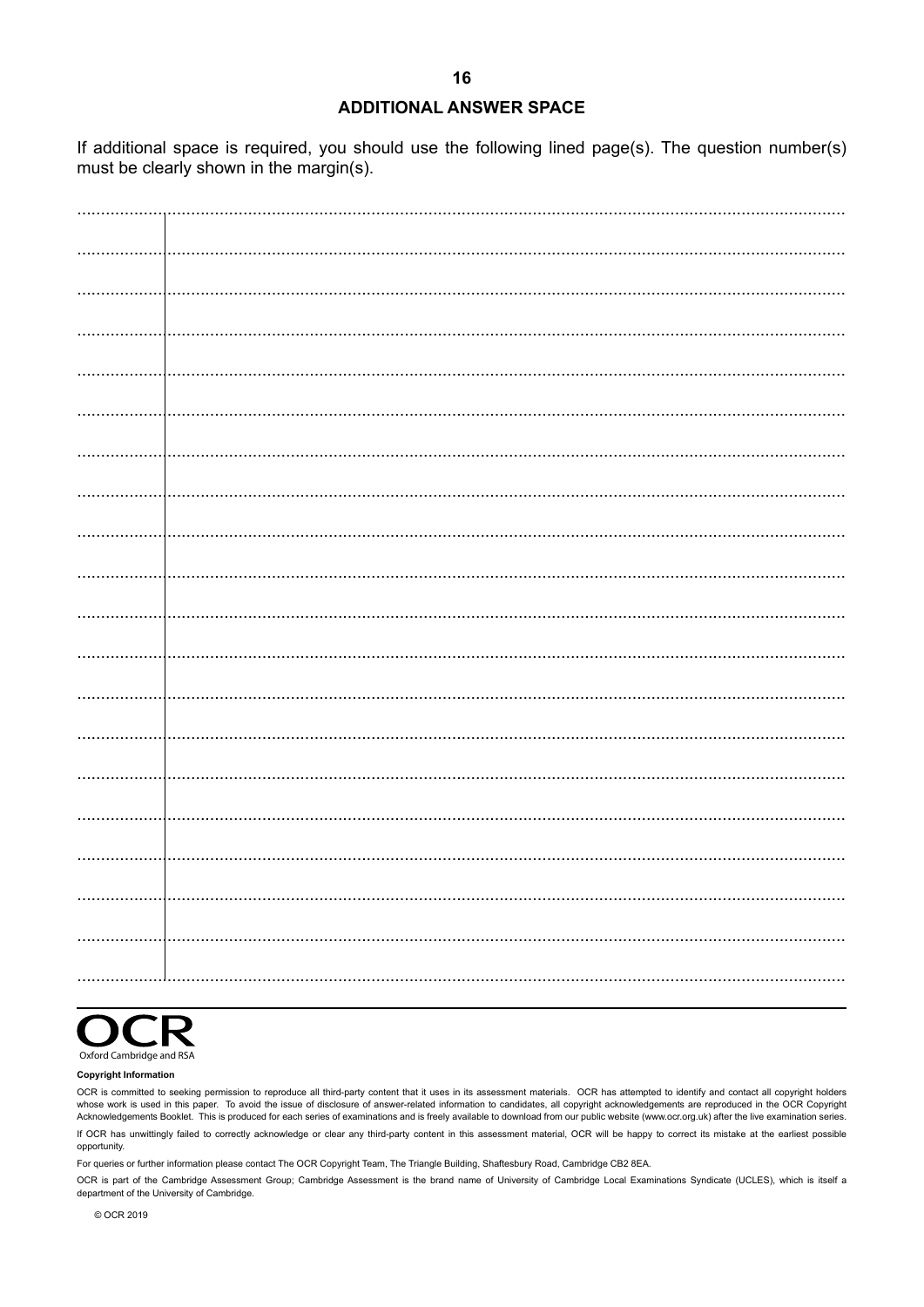## ADDITIONAL ANSWER SPACE

If additional space is required, you should use the following lined page(s). The question number(s) must be clearly shown in the margin(s).

OCR
Oxford Cambridge and RSA

**Copyright Information**

OCR is committed to seeking permission to reproduce all third-party content that it uses in its assessment materials. OCR has attempted to identify and contact all copyright holders whose work is used in this paper. To avoid the issue of disclosure of answer-related information to candidates, all copyright acknowledgements are reproduced in the OCR Copyright Acknowledgements Booklet. This is produced for each series of examinations and is freely available to download from our public website (www.ocr.org.uk) after the live examination series.

If OCR has unwittingly failed to correctly acknowledge or clear any third-party content in this assessment material, OCR will be happy to correct its mistake at the earliest possible opportunity.

For queries or further information please contact The OCR Copyright Team, The Triangle Building, Shaftesbury Road, Cambridge CB2 8EA.

OCR is part of the Cambridge Assessment Group; Cambridge Assessment is the brand name of University of Cambridge Local Examinations Syndicate (UCLES), which is itself a department of the University of Cambridge.

© OCR 2019